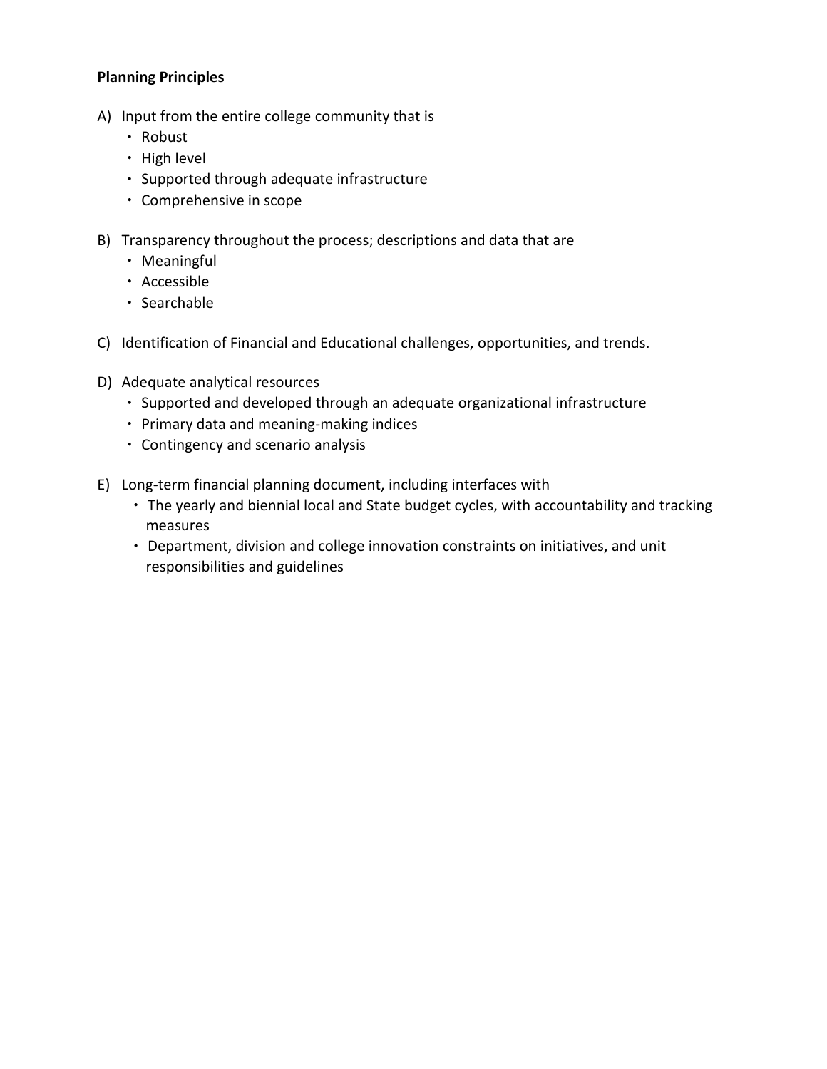**Planning Principles**

A) Input from the entire college community that is
  - Robust
  - High level
  - Supported through adequate infrastructure
  - Comprehensive in scope

B) Transparency throughout the process; descriptions and data that are
  - Meaningful
  - Accessible
  - Searchable

C) Identification of Financial and Educational challenges, opportunities, and trends.

D) Adequate analytical resources
  - Supported and developed through an adequate organizational infrastructure
  - Primary data and meaning-making indices
  - Contingency and scenario analysis

E) Long-term financial planning document, including interfaces with
  - The yearly and biennial local and State budget cycles, with accountability and tracking measures
  - Department, division and college innovation constraints on initiatives, and unit responsibilities and guidelines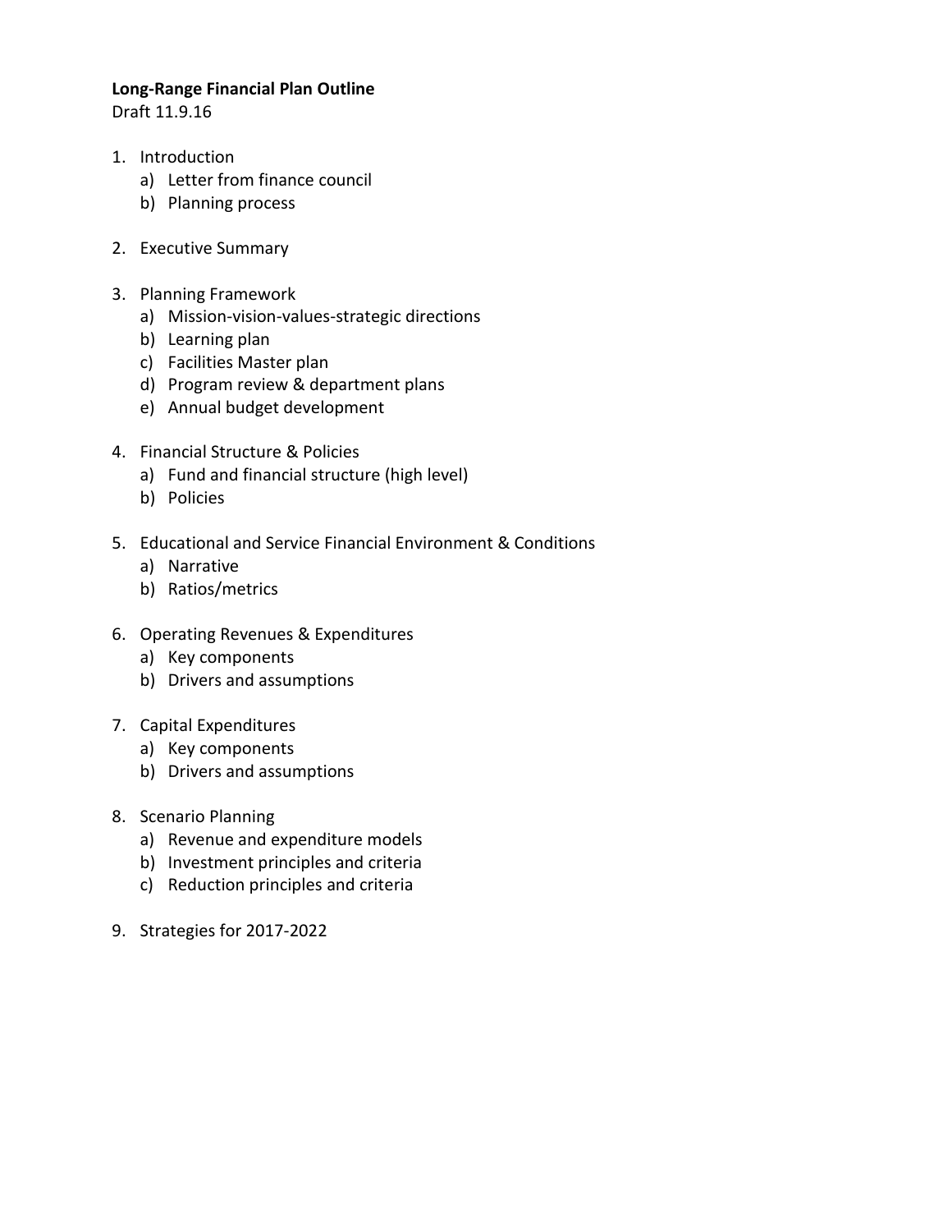**Long-Range Financial Plan Outline**

Draft 11.9.16

1. Introduction
   a) Letter from finance council
   b) Planning process

2. Executive Summary

3. Planning Framework
   a) Mission-vision-values-strategic directions
   b) Learning plan
   c) Facilities Master plan
   d) Program review & department plans
   e) Annual budget development

4. Financial Structure & Policies
   a) Fund and financial structure (high level)
   b) Policies

5. Educational and Service Financial Environment & Conditions
   a) Narrative
   b) Ratios/metrics

6. Operating Revenues & Expenditures
   a) Key components
   b) Drivers and assumptions

7. Capital Expenditures
   a) Key components
   b) Drivers and assumptions

8. Scenario Planning
   a) Revenue and expenditure models
   b) Investment principles and criteria
   c) Reduction principles and criteria

9. Strategies for 2017-2022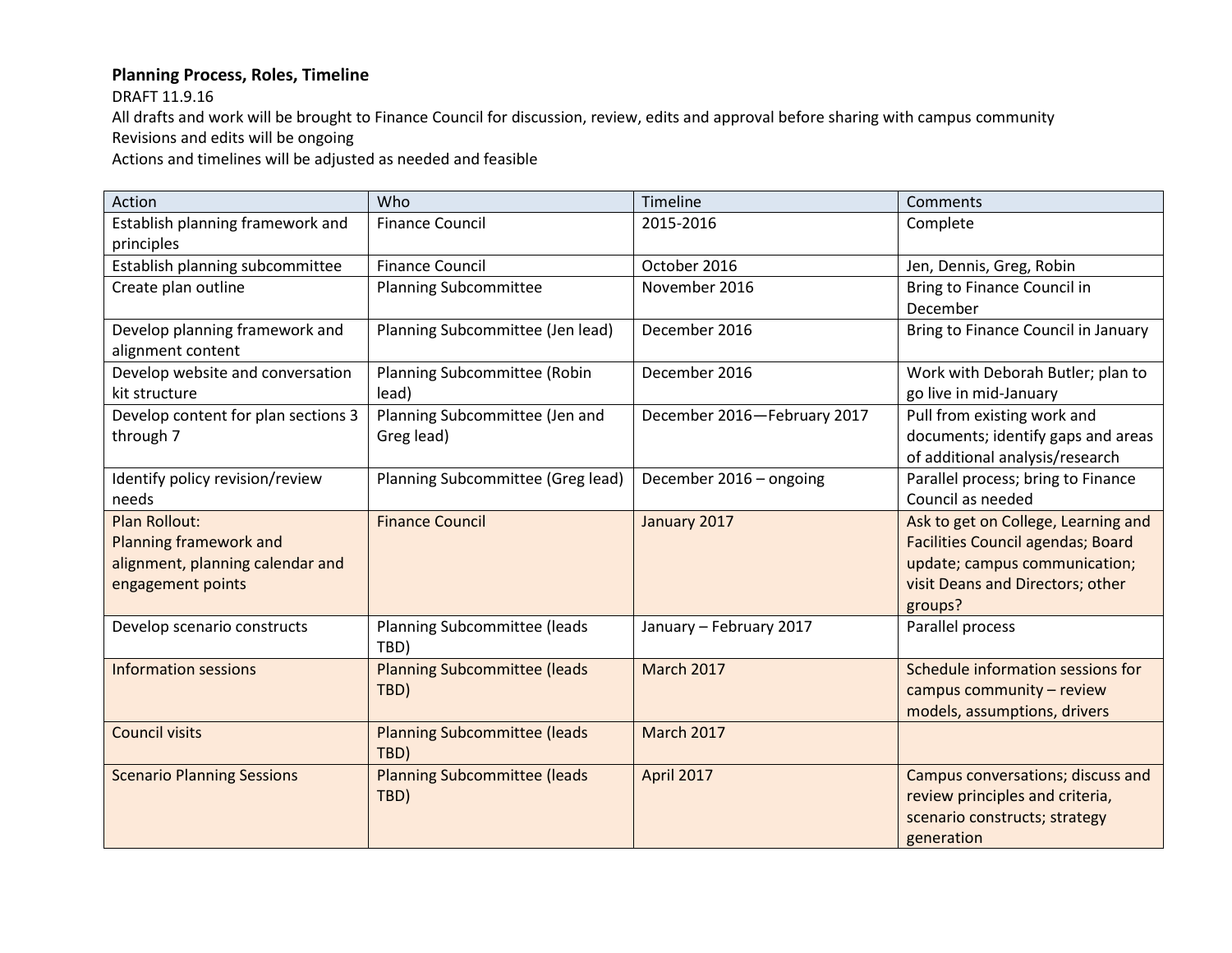**Planning Process, Roles, Timeline**

DRAFT 11.9.16

All drafts and work will be brought to Finance Council for discussion, review, edits and approval before sharing with campus community

Revisions and edits will be ongoing

Actions and timelines will be adjusted as needed and feasible

| Action | Who | Timeline | Comments |
|---|---|---|---|
| Establish planning framework and principles | Finance Council | 2015-2016 | Complete |
| Establish planning subcommittee | Finance Council | October 2016 | Jen, Dennis, Greg, Robin |
| Create plan outline | Planning Subcommittee | November 2016 | Bring to Finance Council in December |
| Develop planning framework and alignment content | Planning Subcommittee (Jen lead) | December 2016 | Bring to Finance Council in January |
| Develop website and conversation kit structure | Planning Subcommittee (Robin lead) | December 2016 | Work with Deborah Butler; plan to go live in mid-January |
| Develop content for plan sections 3 through 7 | Planning Subcommittee (Jen and Greg lead) | December 2016—February 2017 | Pull from existing work and documents; identify gaps and areas of additional analysis/research |
| Identify policy revision/review needs | Planning Subcommittee (Greg lead) | December 2016 – ongoing | Parallel process; bring to Finance Council as needed |
| Plan Rollout: Planning framework and alignment, planning calendar and engagement points | Finance Council | January 2017 | Ask to get on College, Learning and Facilities Council agendas; Board update; campus communication; visit Deans and Directors; other groups? |
| Develop scenario constructs | Planning Subcommittee (leads TBD) | January – February 2017 | Parallel process |
| Information sessions | Planning Subcommittee (leads TBD) | March 2017 | Schedule information sessions for campus community – review models, assumptions, drivers |
| Council visits | Planning Subcommittee (leads TBD) | March 2017 | |
| Scenario Planning Sessions | Planning Subcommittee (leads TBD) | April 2017 | Campus conversations; discuss and review principles and criteria, scenario constructs; strategy generation |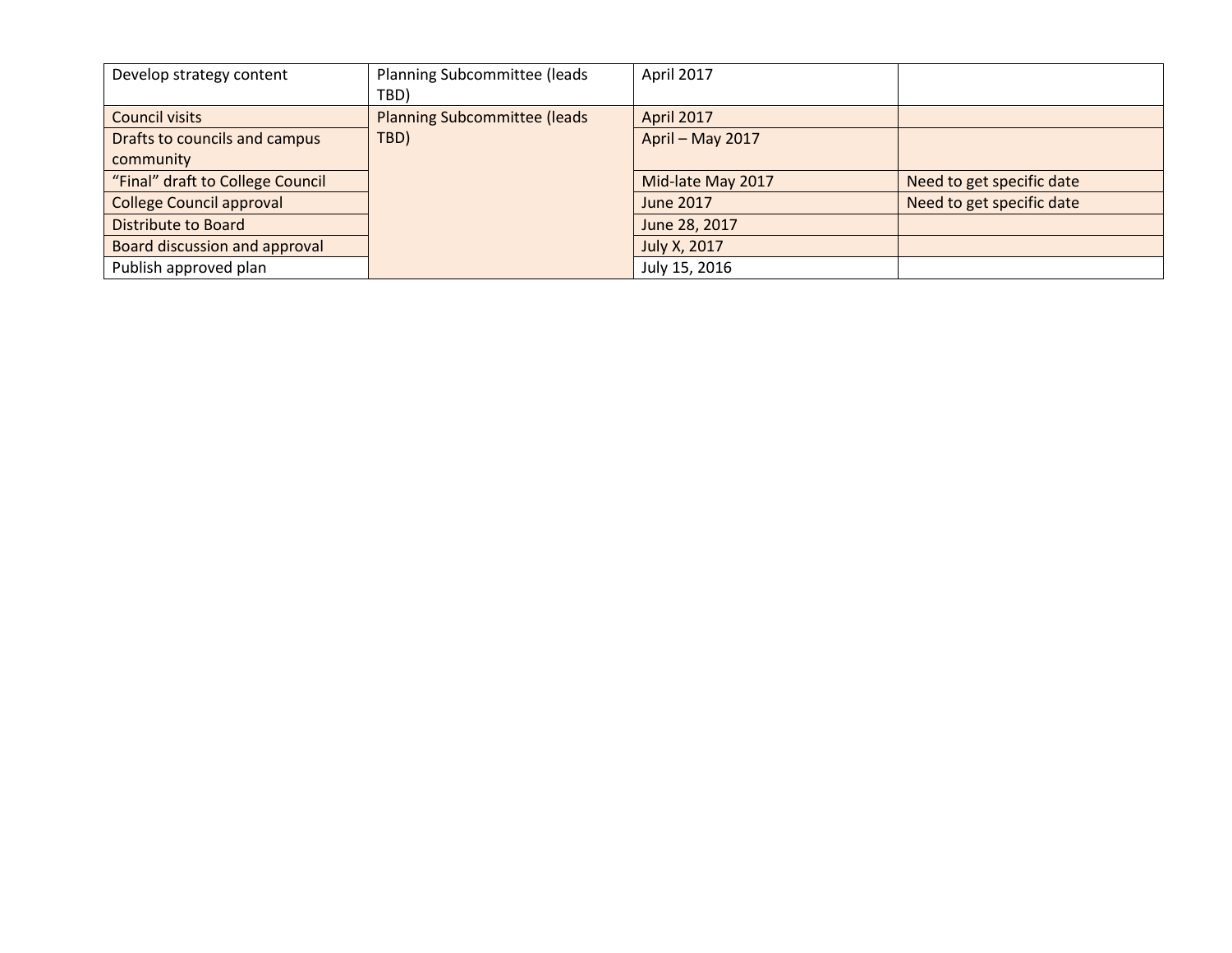| | | | |
|---|---|---|---|
| Develop strategy content | Planning Subcommittee (leads TBD) | April 2017 | |
| Council visits | Planning Subcommittee (leads TBD) | April 2017 | |
| Drafts to councils and campus community | | April – May 2017 | |
| "Final" draft to College Council | | Mid-late May 2017 | Need to get specific date |
| College Council approval | | June 2017 | Need to get specific date |
| Distribute to Board | | June 28, 2017 | |
| Board discussion and approval | | July X, 2017 | |
| Publish approved plan | | July 15, 2016 | |